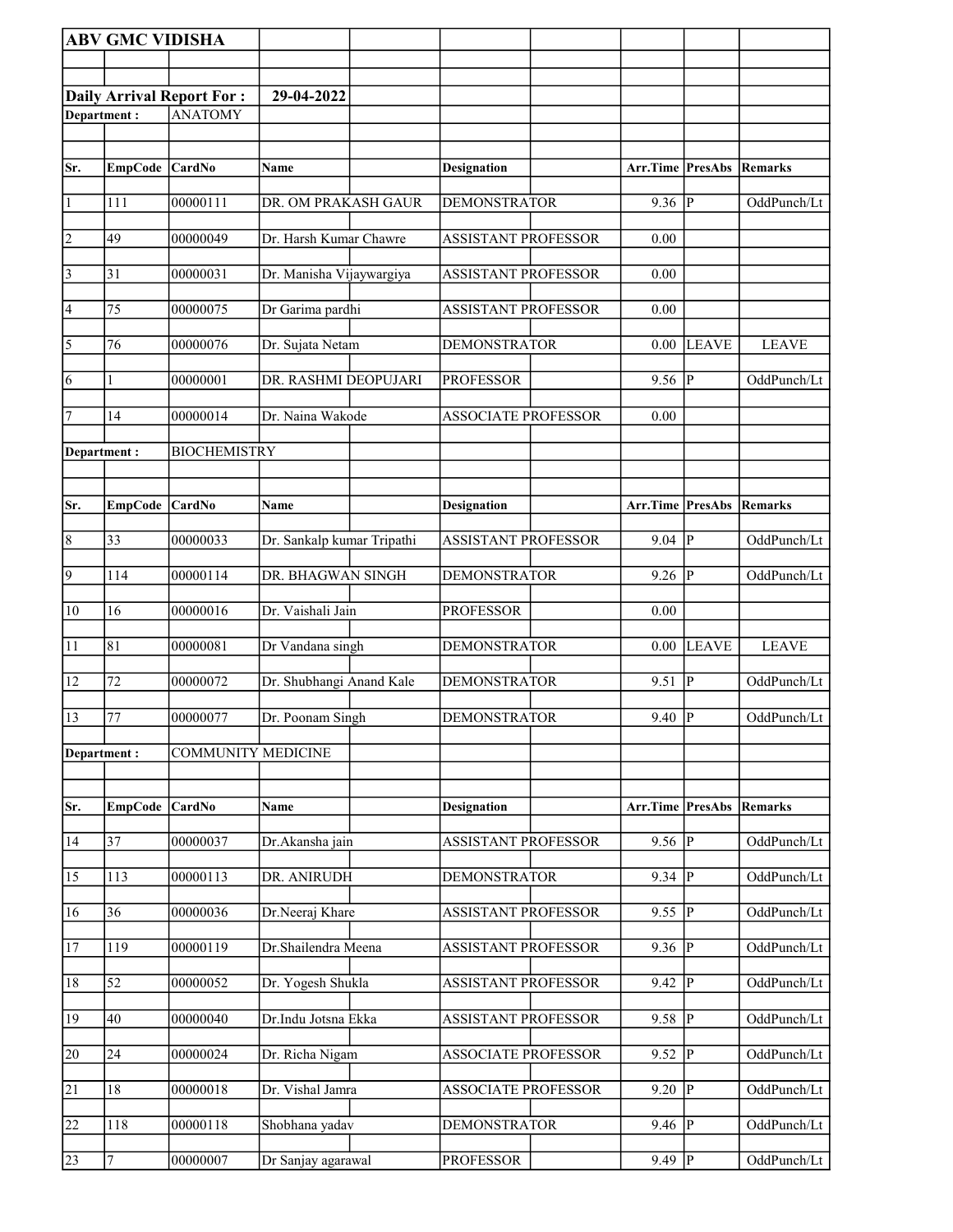**ABV GMC VIDISHA**

**Daily Arrival Report For : 29-04-2022**

**Department :** ANATOMY

| Sr. | EmpCode | CardNo | Name | Designation | Arr.Time | PresAbs | Remarks |
|---|---|---|---|---|---|---|---|
| 1 | 111 | 00000111 | DR. OM PRAKASH GAUR | DEMONSTRATOR | 9.36 | P | OddPunch/Lt |
| 2 | 49 | 00000049 | Dr. Harsh Kumar Chawre | ASSISTANT PROFESSOR | 0.00 | | |
| 3 | 31 | 00000031 | Dr. Manisha Vijaywargiya | ASSISTANT PROFESSOR | 0.00 | | |
| 4 | 75 | 00000075 | Dr Garima pardhi | ASSISTANT PROFESSOR | 0.00 | | |
| 5 | 76 | 00000076 | Dr. Sujata Netam | DEMONSTRATOR | 0.00 | LEAVE | LEAVE |
| 6 | 1 | 00000001 | DR. RASHMI DEOPUJARI | PROFESSOR | 9.56 | P | OddPunch/Lt |
| 7 | 14 | 00000014 | Dr. Naina Wakode | ASSOCIATE PROFESSOR | 0.00 | | |

**Department :** BIOCHEMISTRY

| Sr. | EmpCode | CardNo | Name | Designation | Arr.Time | PresAbs | Remarks |
|---|---|---|---|---|---|---|---|
| 8 | 33 | 00000033 | Dr. Sankalp kumar Tripathi | ASSISTANT PROFESSOR | 9.04 | P | OddPunch/Lt |
| 9 | 114 | 00000114 | DR. BHAGWAN SINGH | DEMONSTRATOR | 9.26 | P | OddPunch/Lt |
| 10 | 16 | 00000016 | Dr. Vaishali Jain | PROFESSOR | 0.00 | | |
| 11 | 81 | 00000081 | Dr Vandana singh | DEMONSTRATOR | 0.00 | LEAVE | LEAVE |
| 12 | 72 | 00000072 | Dr. Shubhangi Anand Kale | DEMONSTRATOR | 9.51 | P | OddPunch/Lt |
| 13 | 77 | 00000077 | Dr. Poonam Singh | DEMONSTRATOR | 9.40 | P | OddPunch/Lt |

**Department :** COMMUNITY MEDICINE

| Sr. | EmpCode | CardNo | Name | Designation | Arr.Time | PresAbs | Remarks |
|---|---|---|---|---|---|---|---|
| 14 | 37 | 00000037 | Dr.Akansha jain | ASSISTANT PROFESSOR | 9.56 | P | OddPunch/Lt |
| 15 | 113 | 00000113 | DR. ANIRUDH | DEMONSTRATOR | 9.34 | P | OddPunch/Lt |
| 16 | 36 | 00000036 | Dr.Neeraj Khare | ASSISTANT PROFESSOR | 9.55 | P | OddPunch/Lt |
| 17 | 119 | 00000119 | Dr.Shailendra Meena | ASSISTANT PROFESSOR | 9.36 | P | OddPunch/Lt |
| 18 | 52 | 00000052 | Dr. Yogesh Shukla | ASSISTANT PROFESSOR | 9.42 | P | OddPunch/Lt |
| 19 | 40 | 00000040 | Dr.Indu Jotsna Ekka | ASSISTANT PROFESSOR | 9.58 | P | OddPunch/Lt |
| 20 | 24 | 00000024 | Dr. Richa Nigam | ASSOCIATE PROFESSOR | 9.52 | P | OddPunch/Lt |
| 21 | 18 | 00000018 | Dr. Vishal Jamra | ASSOCIATE PROFESSOR | 9.20 | P | OddPunch/Lt |
| 22 | 118 | 00000118 | Shobhana yadav | DEMONSTRATOR | 9.46 | P | OddPunch/Lt |
| 23 | 7 | 00000007 | Dr Sanjay agarawal | PROFESSOR | 9.49 | P | OddPunch/Lt |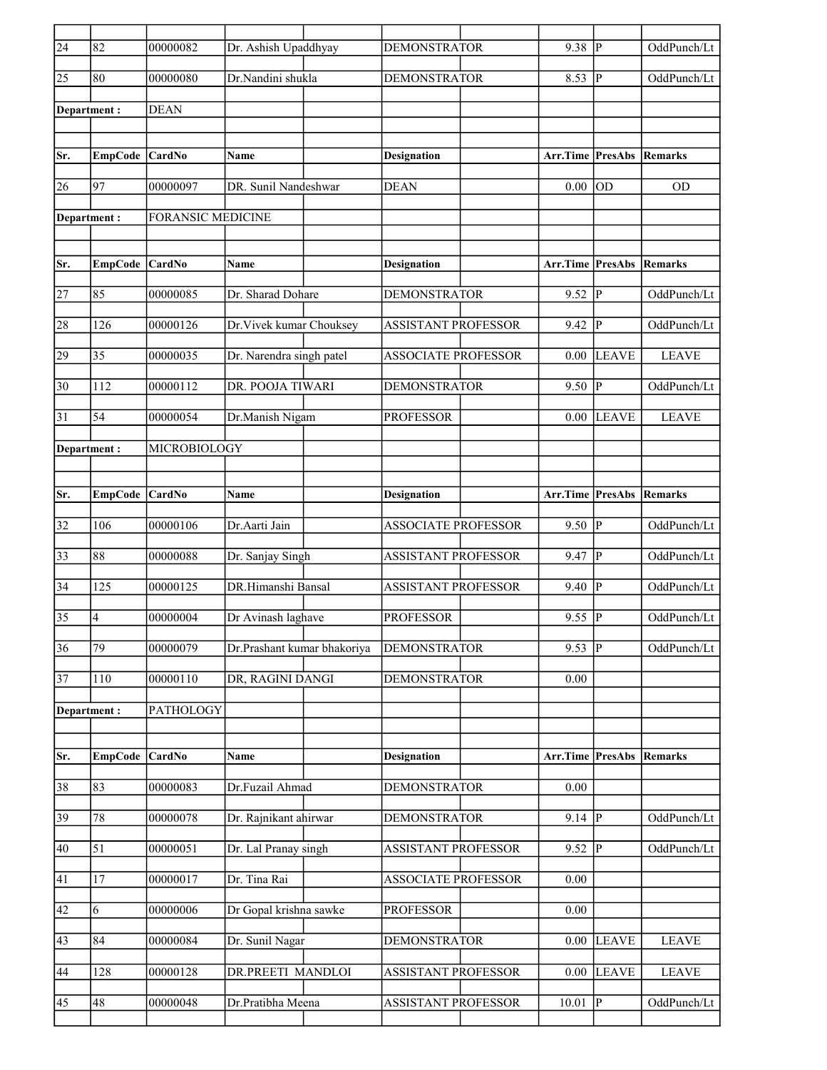| Sr. | EmpCode | CardNo | Name | Designation | Arr.Time | PresAbs | Remarks |
|---|---|---|---|---|---|---|---|
| 24 | 82 | 00000082 | Dr. Ashish Upaddhyay | DEMONSTRATOR | 9.38 | P | OddPunch/Lt |
| 25 | 80 | 00000080 | Dr.Nandini shukla | DEMONSTRATOR | 8.53 | P | OddPunch/Lt |

**Department :** DEAN

| Sr. | EmpCode | CardNo | Name | Designation | Arr.Time | PresAbs | Remarks |
|---|---|---|---|---|---|---|---|
| 26 | 97 | 00000097 | DR. Sunil Nandeshwar | DEAN | 0.00 | OD | OD |

**Department :** FORANSIC MEDICINE

| Sr. | EmpCode | CardNo | Name | Designation | Arr.Time | PresAbs | Remarks |
|---|---|---|---|---|---|---|---|
| 27 | 85 | 00000085 | Dr. Sharad Dohare | DEMONSTRATOR | 9.52 | P | OddPunch/Lt |
| 28 | 126 | 00000126 | Dr.Vivek kumar Chouksey | ASSISTANT PROFESSOR | 9.42 | P | OddPunch/Lt |
| 29 | 35 | 00000035 | Dr. Narendra singh patel | ASSOCIATE PROFESSOR | 0.00 | LEAVE | LEAVE |
| 30 | 112 | 00000112 | DR. POOJA TIWARI | DEMONSTRATOR | 9.50 | P | OddPunch/Lt |
| 31 | 54 | 00000054 | Dr.Manish Nigam | PROFESSOR | 0.00 | LEAVE | LEAVE |

**Department :** MICROBIOLOGY

| Sr. | EmpCode | CardNo | Name | Designation | Arr.Time | PresAbs | Remarks |
|---|---|---|---|---|---|---|---|
| 32 | 106 | 00000106 | Dr.Aarti Jain | ASSOCIATE PROFESSOR | 9.50 | P | OddPunch/Lt |
| 33 | 88 | 00000088 | Dr. Sanjay Singh | ASSISTANT PROFESSOR | 9.47 | P | OddPunch/Lt |
| 34 | 125 | 00000125 | DR.Himanshi Bansal | ASSISTANT PROFESSOR | 9.40 | P | OddPunch/Lt |
| 35 | 4 | 00000004 | Dr Avinash laghave | PROFESSOR | 9.55 | P | OddPunch/Lt |
| 36 | 79 | 00000079 | Dr.Prashant kumar bhakoriya | DEMONSTRATOR | 9.53 | P | OddPunch/Lt |
| 37 | 110 | 00000110 | DR, RAGINI DANGI | DEMONSTRATOR | 0.00 | | |

**Department :** PATHOLOGY

| Sr. | EmpCode | CardNo | Name | Designation | Arr.Time | PresAbs | Remarks |
|---|---|---|---|---|---|---|---|
| 38 | 83 | 00000083 | Dr.Fuzail Ahmad | DEMONSTRATOR | 0.00 | | |
| 39 | 78 | 00000078 | Dr. Rajnikant ahirwar | DEMONSTRATOR | 9.14 | P | OddPunch/Lt |
| 40 | 51 | 00000051 | Dr. Lal Pranay singh | ASSISTANT PROFESSOR | 9.52 | P | OddPunch/Lt |
| 41 | 17 | 00000017 | Dr. Tina Rai | ASSOCIATE PROFESSOR | 0.00 | | |
| 42 | 6 | 00000006 | Dr Gopal krishna sawke | PROFESSOR | 0.00 | | |
| 43 | 84 | 00000084 | Dr. Sunil Nagar | DEMONSTRATOR | 0.00 | LEAVE | LEAVE |
| 44 | 128 | 00000128 | DR.PREETI MANDLOI | ASSISTANT PROFESSOR | 0.00 | LEAVE | LEAVE |
| 45 | 48 | 00000048 | Dr.Pratibha Meena | ASSISTANT PROFESSOR | 10.01 | P | OddPunch/Lt |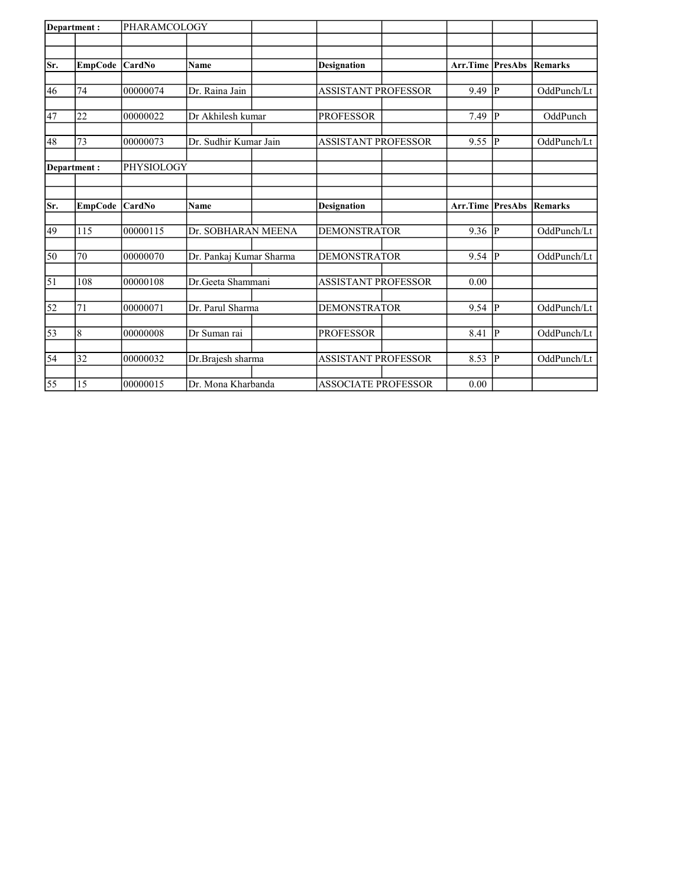| Department : | | PHARAMCOLOGY | | | | | |
|---|---|---|---|---|---|---|---|
| Sr. | EmpCode | CardNo | Name | Designation | Arr.Time | PresAbs | Remarks |
| 46 | 74 | 00000074 | Dr. Raina Jain | ASSISTANT PROFESSOR | 9.49 | P | OddPunch/Lt |
| 47 | 22 | 00000022 | Dr Akhilesh kumar | PROFESSOR | 7.49 | P | OddPunch |
| 48 | 73 | 00000073 | Dr. Sudhir Kumar Jain | ASSISTANT PROFESSOR | 9.55 | P | OddPunch/Lt |

| Department : | | PHYSIOLOGY | | | | | |
|---|---|---|---|---|---|---|---|
| Sr. | EmpCode | CardNo | Name | Designation | Arr.Time | PresAbs | Remarks |
| 49 | 115 | 00000115 | Dr. SOBHARAN MEENA | DEMONSTRATOR | 9.36 | P | OddPunch/Lt |
| 50 | 70 | 00000070 | Dr. Pankaj Kumar Sharma | DEMONSTRATOR | 9.54 | P | OddPunch/Lt |
| 51 | 108 | 00000108 | Dr.Geeta Shammani | ASSISTANT PROFESSOR | 0.00 | | |
| 52 | 71 | 00000071 | Dr. Parul Sharma | DEMONSTRATOR | 9.54 | P | OddPunch/Lt |
| 53 | 8 | 00000008 | Dr Suman rai | PROFESSOR | 8.41 | P | OddPunch/Lt |
| 54 | 32 | 00000032 | Dr.Brajesh sharma | ASSISTANT PROFESSOR | 8.53 | P | OddPunch/Lt |
| 55 | 15 | 00000015 | Dr. Mona Kharbanda | ASSOCIATE PROFESSOR | 0.00 | | |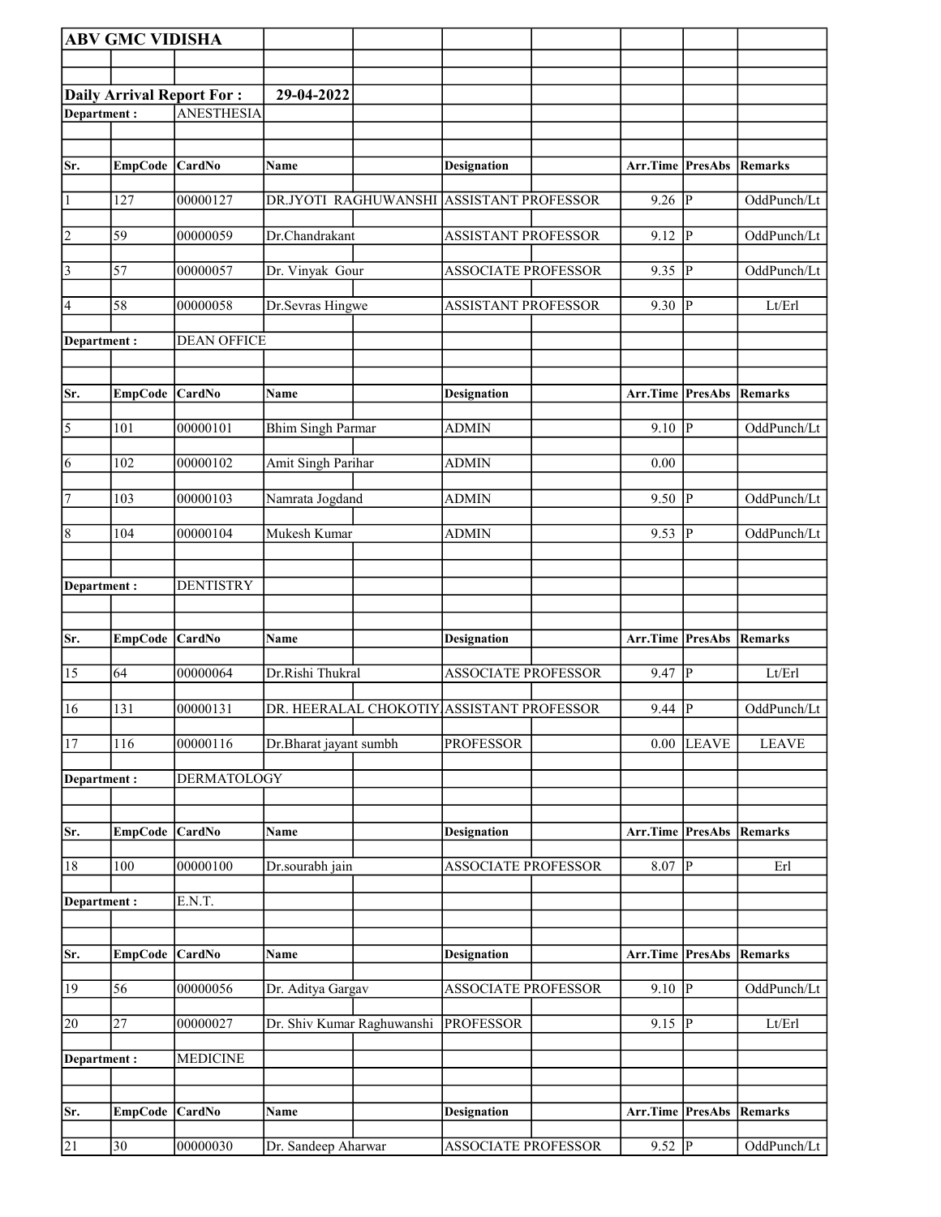**ABV GMC VIDISHA**

**Daily Arrival Report For :** **29-04-2022**

**Department :** ANESTHESIA

| Sr. | EmpCode | CardNo | Name | Designation | Arr.Time | PresAbs | Remarks |
|---|---|---|---|---|---|---|---|
| 1 | 127 | 00000127 | DR.JYOTI RAGHUWANSHI | ASSISTANT PROFESSOR | 9.26 | P | OddPunch/Lt |
| 2 | 59 | 00000059 | Dr.Chandrakant | ASSISTANT PROFESSOR | 9.12 | P | OddPunch/Lt |
| 3 | 57 | 00000057 | Dr. Vinyak Gour | ASSOCIATE PROFESSOR | 9.35 | P | OddPunch/Lt |
| 4 | 58 | 00000058 | Dr.Sevras Hingwe | ASSISTANT PROFESSOR | 9.30 | P | Lt/Erl |

**Department :** DEAN OFFICE

| Sr. | EmpCode | CardNo | Name | Designation | Arr.Time | PresAbs | Remarks |
|---|---|---|---|---|---|---|---|
| 5 | 101 | 00000101 | Bhim Singh Parmar | ADMIN | 9.10 | P | OddPunch/Lt |
| 6 | 102 | 00000102 | Amit Singh Parihar | ADMIN | 0.00 | | |
| 7 | 103 | 00000103 | Namrata Jogdand | ADMIN | 9.50 | P | OddPunch/Lt |
| 8 | 104 | 00000104 | Mukesh Kumar | ADMIN | 9.53 | P | OddPunch/Lt |

**Department :** DENTISTRY

| Sr. | EmpCode | CardNo | Name | Designation | Arr.Time | PresAbs | Remarks |
|---|---|---|---|---|---|---|---|
| 15 | 64 | 00000064 | Dr.Rishi Thukral | ASSOCIATE PROFESSOR | 9.47 | P | Lt/Erl |
| 16 | 131 | 00000131 | DR. HEERALAL CHOKOTIY | ASSISTANT PROFESSOR | 9.44 | P | OddPunch/Lt |
| 17 | 116 | 00000116 | Dr.Bharat jayant sumbh | PROFESSOR | 0.00 | LEAVE | LEAVE |

**Department :** DERMATOLOGY

| Sr. | EmpCode | CardNo | Name | Designation | Arr.Time | PresAbs | Remarks |
|---|---|---|---|---|---|---|---|
| 18 | 100 | 00000100 | Dr.sourabh jain | ASSOCIATE PROFESSOR | 8.07 | P | Erl |

**Department :** E.N.T.

| Sr. | EmpCode | CardNo | Name | Designation | Arr.Time | PresAbs | Remarks |
|---|---|---|---|---|---|---|---|
| 19 | 56 | 00000056 | Dr. Aditya Gargav | ASSOCIATE PROFESSOR | 9.10 | P | OddPunch/Lt |
| 20 | 27 | 00000027 | Dr. Shiv Kumar Raghuwanshi | PROFESSOR | 9.15 | P | Lt/Erl |

**Department :** MEDICINE

| Sr. | EmpCode | CardNo | Name | Designation | Arr.Time | PresAbs | Remarks |
|---|---|---|---|---|---|---|---|
| 21 | 30 | 00000030 | Dr. Sandeep Aharwar | ASSOCIATE PROFESSOR | 9.52 | P | OddPunch/Lt |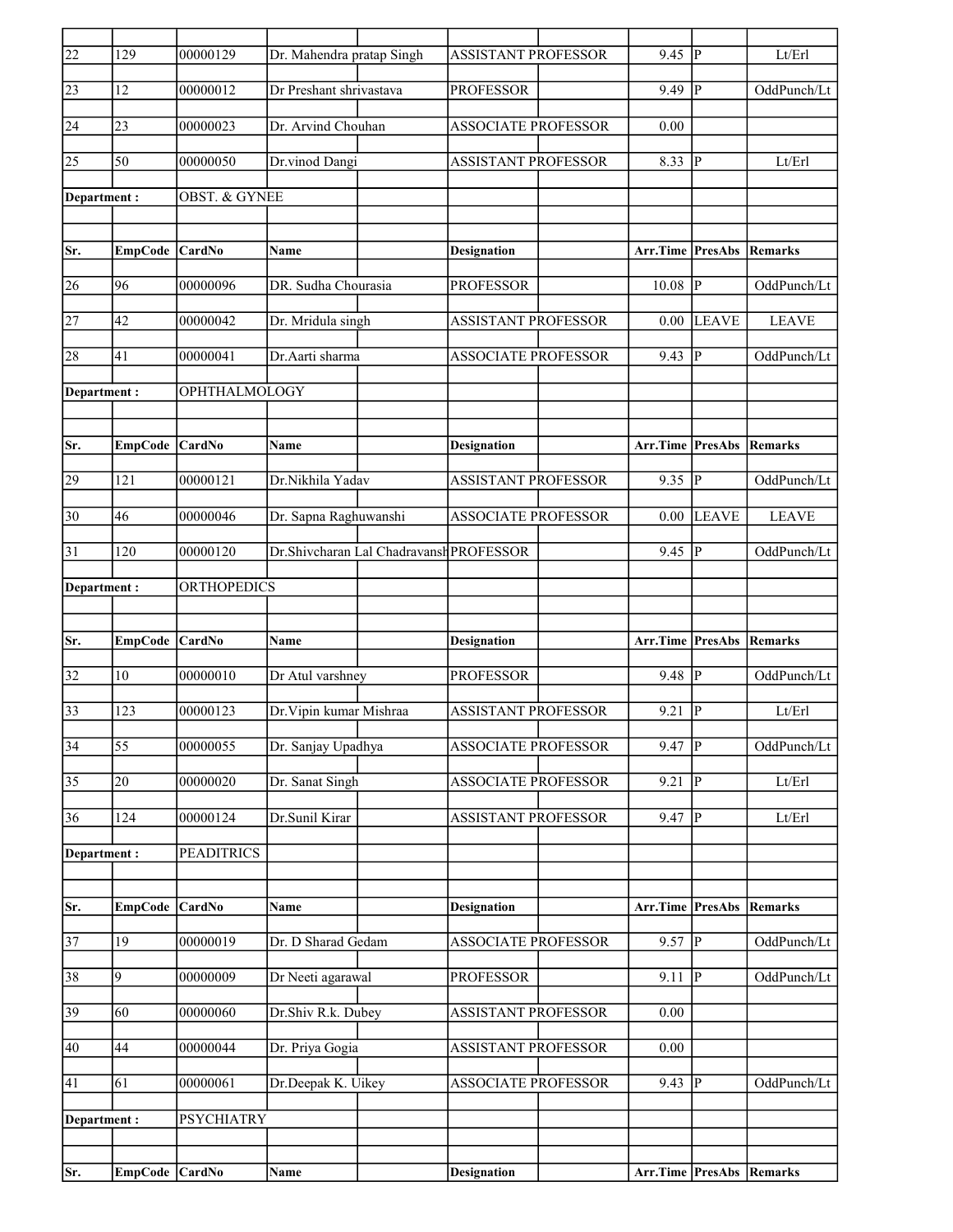| Sr. | EmpCode | CardNo | Name | Designation | Arr.Time | PresAbs | Remarks |
|---|---|---|---|---|---|---|---|
| 22 | 129 | 00000129 | Dr. Mahendra pratap Singh | ASSISTANT PROFESSOR | 9.45 | P | Lt/Erl |
| 23 | 12 | 00000012 | Dr Preshant shrivastava | PROFESSOR | 9.49 | P | OddPunch/Lt |
| 24 | 23 | 00000023 | Dr. Arvind Chouhan | ASSOCIATE PROFESSOR | 0.00 | | |
| 25 | 50 | 00000050 | Dr.vinod Dangi | ASSISTANT PROFESSOR | 8.33 | P | Lt/Erl |

**Department :** OBST. & GYNEE

| Sr. | EmpCode | CardNo | Name | Designation | Arr.Time | PresAbs | Remarks |
|---|---|---|---|---|---|---|---|
| 26 | 96 | 00000096 | DR. Sudha Chourasia | PROFESSOR | 10.08 | P | OddPunch/Lt |
| 27 | 42 | 00000042 | Dr. Mridula singh | ASSISTANT PROFESSOR | 0.00 | LEAVE | LEAVE |
| 28 | 41 | 00000041 | Dr.Aarti sharma | ASSOCIATE PROFESSOR | 9.43 | P | OddPunch/Lt |

**Department :** OPHTHALMOLOGY

| Sr. | EmpCode | CardNo | Name | Designation | Arr.Time | PresAbs | Remarks |
|---|---|---|---|---|---|---|---|
| 29 | 121 | 00000121 | Dr.Nikhila Yadav | ASSISTANT PROFESSOR | 9.35 | P | OddPunch/Lt |
| 30 | 46 | 00000046 | Dr. Sapna Raghuwanshi | ASSOCIATE PROFESSOR | 0.00 | LEAVE | LEAVE |
| 31 | 120 | 00000120 | Dr.Shivcharan Lal Chadravansh | PROFESSOR | 9.45 | P | OddPunch/Lt |

**Department :** ORTHOPEDICS

| Sr. | EmpCode | CardNo | Name | Designation | Arr.Time | PresAbs | Remarks |
|---|---|---|---|---|---|---|---|
| 32 | 10 | 00000010 | Dr Atul varshney | PROFESSOR | 9.48 | P | OddPunch/Lt |
| 33 | 123 | 00000123 | Dr.Vipin kumar Mishraa | ASSISTANT PROFESSOR | 9.21 | P | Lt/Erl |
| 34 | 55 | 00000055 | Dr. Sanjay Upadhya | ASSOCIATE PROFESSOR | 9.47 | P | OddPunch/Lt |
| 35 | 20 | 00000020 | Dr. Sanat Singh | ASSOCIATE PROFESSOR | 9.21 | P | Lt/Erl |
| 36 | 124 | 00000124 | Dr.Sunil Kirar | ASSISTANT PROFESSOR | 9.47 | P | Lt/Erl |

**Department :** PEADITRICS

| Sr. | EmpCode | CardNo | Name | Designation | Arr.Time | PresAbs | Remarks |
|---|---|---|---|---|---|---|---|
| 37 | 19 | 00000019 | Dr. D Sharad Gedam | ASSOCIATE PROFESSOR | 9.57 | P | OddPunch/Lt |
| 38 | 9 | 00000009 | Dr Neeti agarawal | PROFESSOR | 9.11 | P | OddPunch/Lt |
| 39 | 60 | 00000060 | Dr.Shiv R.k. Dubey | ASSISTANT PROFESSOR | 0.00 | | |
| 40 | 44 | 00000044 | Dr. Priya Gogia | ASSISTANT PROFESSOR | 0.00 | | |
| 41 | 61 | 00000061 | Dr.Deepak K. Uikey | ASSOCIATE PROFESSOR | 9.43 | P | OddPunch/Lt |

**Department :** PSYCHIATRY

| Sr. | EmpCode | CardNo | Name | Designation | Arr.Time | PresAbs | Remarks |
|---|---|---|---|---|---|---|---|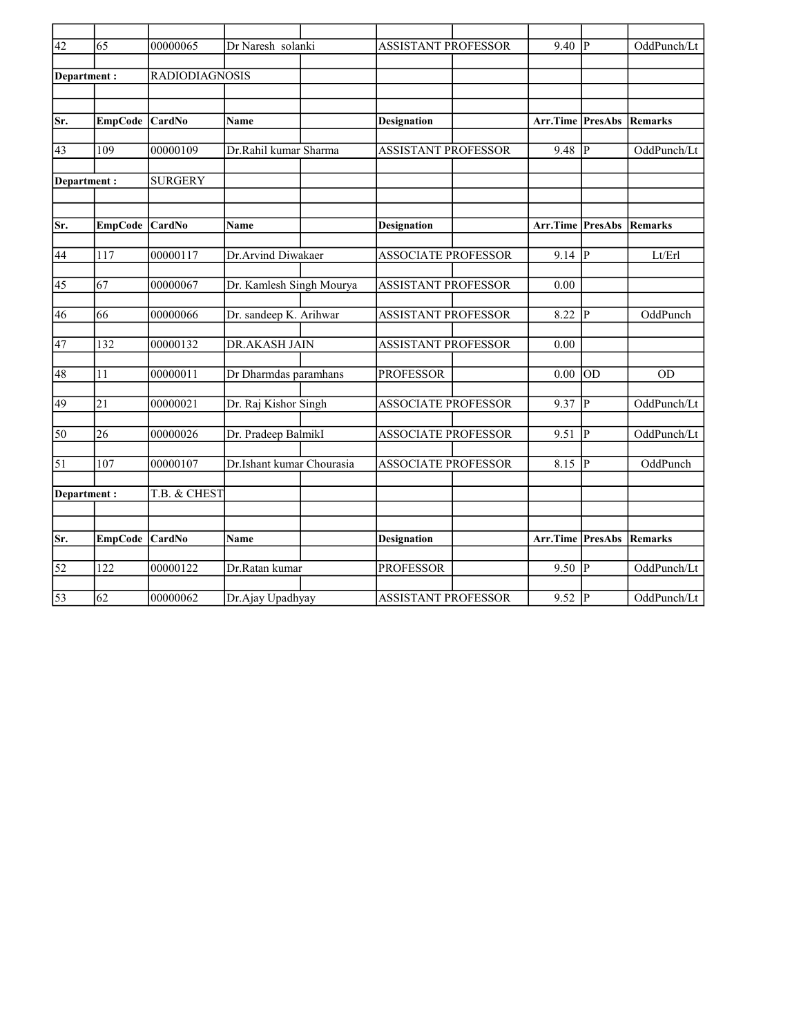| Sr. | EmpCode | CardNo | Name | Designation | Arr.Time | PresAbs | Remarks |
|---|---|---|---|---|---|---|---|
| 42 | 65 | 00000065 | Dr Naresh solanki | ASSISTANT PROFESSOR | 9.40 | P | OddPunch/Lt |

**Department :** RADIODIAGNOSIS

| Sr. | EmpCode | CardNo | Name | Designation | Arr.Time | PresAbs | Remarks |
|---|---|---|---|---|---|---|---|
| 43 | 109 | 00000109 | Dr.Rahil kumar Sharma | ASSISTANT PROFESSOR | 9.48 | P | OddPunch/Lt |

**Department :** SURGERY

| Sr. | EmpCode | CardNo | Name | Designation | Arr.Time | PresAbs | Remarks |
|---|---|---|---|---|---|---|---|
| 44 | 117 | 00000117 | Dr.Arvind Diwakaer | ASSOCIATE PROFESSOR | 9.14 | P | Lt/Erl |
| 45 | 67 | 00000067 | Dr. Kamlesh Singh Mourya | ASSISTANT PROFESSOR | 0.00 | | |
| 46 | 66 | 00000066 | Dr. sandeep K. Arihwar | ASSISTANT PROFESSOR | 8.22 | P | OddPunch |
| 47 | 132 | 00000132 | DR.AKASH JAIN | ASSISTANT PROFESSOR | 0.00 | | |
| 48 | 11 | 00000011 | Dr Dharmdas paramhans | PROFESSOR | 0.00 | OD | OD |
| 49 | 21 | 00000021 | Dr. Raj Kishor Singh | ASSOCIATE PROFESSOR | 9.37 | P | OddPunch/Lt |
| 50 | 26 | 00000026 | Dr. Pradeep BalmikI | ASSOCIATE PROFESSOR | 9.51 | P | OddPunch/Lt |
| 51 | 107 | 00000107 | Dr.Ishant kumar Chourasia | ASSOCIATE PROFESSOR | 8.15 | P | OddPunch |

**Department :** T.B. & CHEST

| Sr. | EmpCode | CardNo | Name | Designation | Arr.Time | PresAbs | Remarks |
|---|---|---|---|---|---|---|---|
| 52 | 122 | 00000122 | Dr.Ratan kumar | PROFESSOR | 9.50 | P | OddPunch/Lt |
| 53 | 62 | 00000062 | Dr.Ajay Upadhyay | ASSISTANT PROFESSOR | 9.52 | P | OddPunch/Lt |